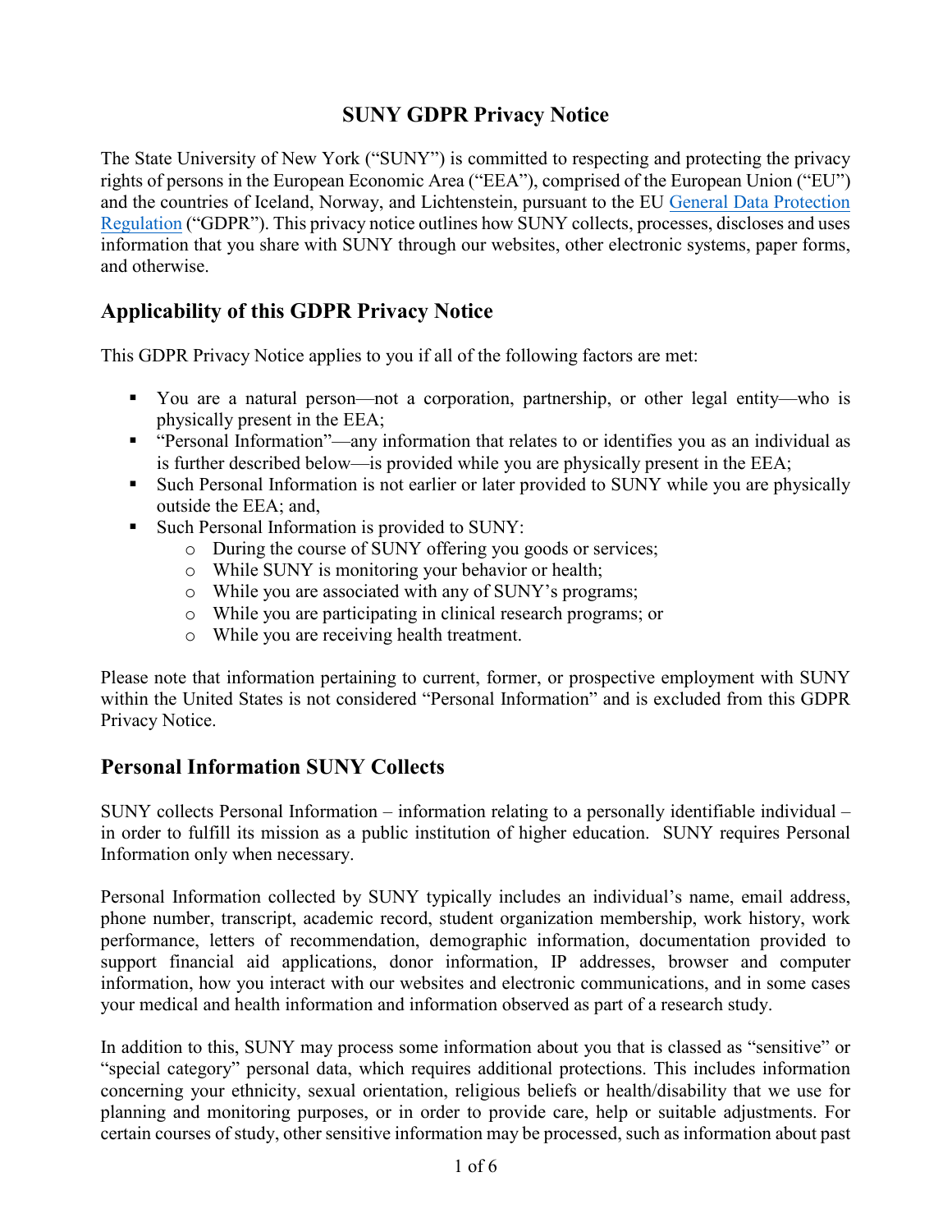# SUNY GDPR Privacy Notice

The State University of New York ("SUNY") is committed to respecting and protecting the privacy rights of persons in the European Economic Area ("EEA"), comprised of the European Union ("EU") and the countries of Iceland, Norway, and Lichtenstein, pursuant to the EU General Data Protection Regulation ("GDPR"). This privacy notice outlines how SUNY collects, processes, discloses and uses information that you share with SUNY through our websites, other electronic systems, paper forms, and otherwise.

## Applicability of this GDPR Privacy Notice

This GDPR Privacy Notice applies to you if all of the following factors are met:

- You are a natural person—not a corporation, partnership, or other legal entity—who is physically present in the EEA;
- "Personal Information"—any information that relates to or identifies you as an individual as is further described below—is provided while you are physically present in the EEA;
- Such Personal Information is not earlier or later provided to SUNY while you are physically outside the EEA; and,
- Such Personal Information is provided to SUNY:
  - During the course of SUNY offering you goods or services;
  - While SUNY is monitoring your behavior or health;
  - While you are associated with any of SUNY's programs;
  - While you are participating in clinical research programs; or
  - While you are receiving health treatment.

Please note that information pertaining to current, former, or prospective employment with SUNY within the United States is not considered "Personal Information" and is excluded from this GDPR Privacy Notice.

## Personal Information SUNY Collects

SUNY collects Personal Information – information relating to a personally identifiable individual – in order to fulfill its mission as a public institution of higher education. SUNY requires Personal Information only when necessary.

Personal Information collected by SUNY typically includes an individual's name, email address, phone number, transcript, academic record, student organization membership, work history, work performance, letters of recommendation, demographic information, documentation provided to support financial aid applications, donor information, IP addresses, browser and computer information, how you interact with our websites and electronic communications, and in some cases your medical and health information and information observed as part of a research study.

In addition to this, SUNY may process some information about you that is classed as "sensitive" or "special category" personal data, which requires additional protections. This includes information concerning your ethnicity, sexual orientation, religious beliefs or health/disability that we use for planning and monitoring purposes, or in order to provide care, help or suitable adjustments. For certain courses of study, other sensitive information may be processed, such as information about past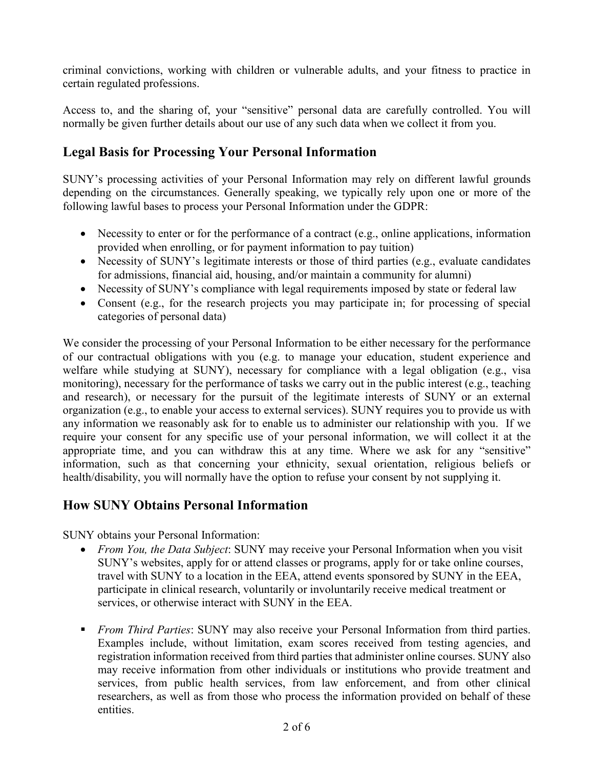criminal convictions, working with children or vulnerable adults, and your fitness to practice in certain regulated professions.

Access to, and the sharing of, your "sensitive" personal data are carefully controlled. You will normally be given further details about our use of any such data when we collect it from you.

## Legal Basis for Processing Your Personal Information

SUNY's processing activities of your Personal Information may rely on different lawful grounds depending on the circumstances. Generally speaking, we typically rely upon one or more of the following lawful bases to process your Personal Information under the GDPR:

- Necessity to enter or for the performance of a contract (e.g., online applications, information provided when enrolling, or for payment information to pay tuition)
- Necessity of SUNY's legitimate interests or those of third parties (e.g., evaluate candidates for admissions, financial aid, housing, and/or maintain a community for alumni)
- Necessity of SUNY's compliance with legal requirements imposed by state or federal law
- Consent (e.g., for the research projects you may participate in; for processing of special categories of personal data)

We consider the processing of your Personal Information to be either necessary for the performance of our contractual obligations with you (e.g. to manage your education, student experience and welfare while studying at SUNY), necessary for compliance with a legal obligation (e.g., visa monitoring), necessary for the performance of tasks we carry out in the public interest (e.g., teaching and research), or necessary for the pursuit of the legitimate interests of SUNY or an external organization (e.g., to enable your access to external services). SUNY requires you to provide us with any information we reasonably ask for to enable us to administer our relationship with you. If we require your consent for any specific use of your personal information, we will collect it at the appropriate time, and you can withdraw this at any time. Where we ask for any "sensitive" information, such as that concerning your ethnicity, sexual orientation, religious beliefs or health/disability, you will normally have the option to refuse your consent by not supplying it.

## How SUNY Obtains Personal Information

SUNY obtains your Personal Information:

- *From You, the Data Subject*: SUNY may receive your Personal Information when you visit SUNY's websites, apply for or attend classes or programs, apply for or take online courses, travel with SUNY to a location in the EEA, attend events sponsored by SUNY in the EEA, participate in clinical research, voluntarily or involuntarily receive medical treatment or services, or otherwise interact with SUNY in the EEA.

- *From Third Parties*: SUNY may also receive your Personal Information from third parties. Examples include, without limitation, exam scores received from testing agencies, and registration information received from third parties that administer online courses. SUNY also may receive information from other individuals or institutions who provide treatment and services, from public health services, from law enforcement, and from other clinical researchers, as well as from those who process the information provided on behalf of these entities.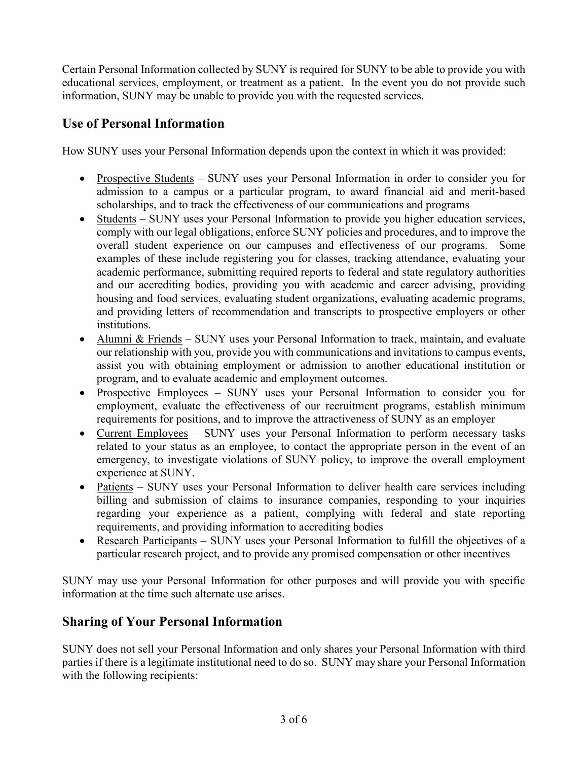Certain Personal Information collected by SUNY is required for SUNY to be able to provide you with educational services, employment, or treatment as a patient. In the event you do not provide such information, SUNY may be unable to provide you with the requested services.

## Use of Personal Information

How SUNY uses your Personal Information depends upon the context in which it was provided:

- Prospective Students – SUNY uses your Personal Information in order to consider you for admission to a campus or a particular program, to award financial aid and merit-based scholarships, and to track the effectiveness of our communications and programs
- Students – SUNY uses your Personal Information to provide you higher education services, comply with our legal obligations, enforce SUNY policies and procedures, and to improve the overall student experience on our campuses and effectiveness of our programs. Some examples of these include registering you for classes, tracking attendance, evaluating your academic performance, submitting required reports to federal and state regulatory authorities and our accrediting bodies, providing you with academic and career advising, providing housing and food services, evaluating student organizations, evaluating academic programs, and providing letters of recommendation and transcripts to prospective employers or other institutions.
- Alumni & Friends – SUNY uses your Personal Information to track, maintain, and evaluate our relationship with you, provide you with communications and invitations to campus events, assist you with obtaining employment or admission to another educational institution or program, and to evaluate academic and employment outcomes.
- Prospective Employees – SUNY uses your Personal Information to consider you for employment, evaluate the effectiveness of our recruitment programs, establish minimum requirements for positions, and to improve the attractiveness of SUNY as an employer
- Current Employees – SUNY uses your Personal Information to perform necessary tasks related to your status as an employee, to contact the appropriate person in the event of an emergency, to investigate violations of SUNY policy, to improve the overall employment experience at SUNY.
- Patients – SUNY uses your Personal Information to deliver health care services including billing and submission of claims to insurance companies, responding to your inquiries regarding your experience as a patient, complying with federal and state reporting requirements, and providing information to accrediting bodies
- Research Participants – SUNY uses your Personal Information to fulfill the objectives of a particular research project, and to provide any promised compensation or other incentives

SUNY may use your Personal Information for other purposes and will provide you with specific information at the time such alternate use arises.

## Sharing of Your Personal Information

SUNY does not sell your Personal Information and only shares your Personal Information with third parties if there is a legitimate institutional need to do so. SUNY may share your Personal Information with the following recipients: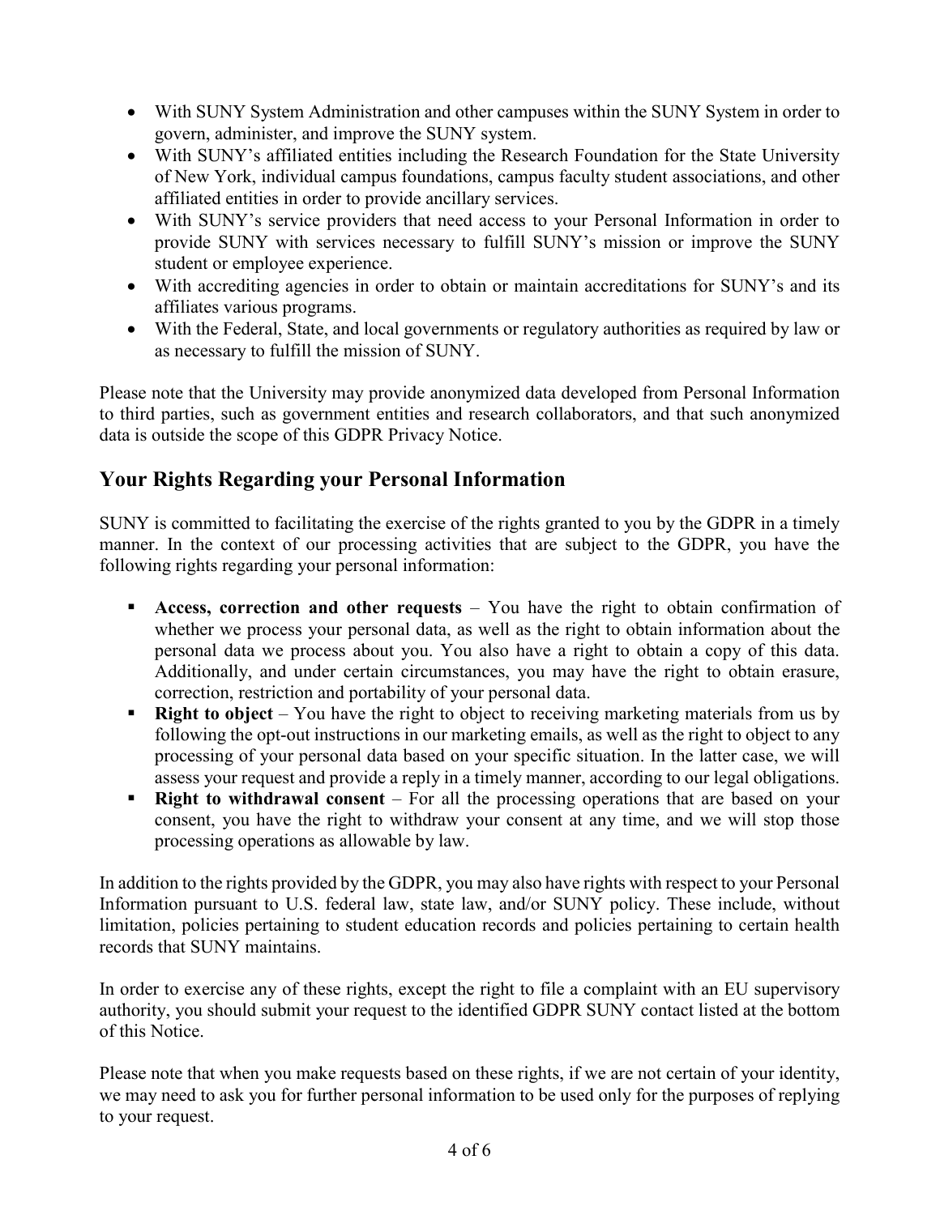- With SUNY System Administration and other campuses within the SUNY System in order to govern, administer, and improve the SUNY system.
- With SUNY's affiliated entities including the Research Foundation for the State University of New York, individual campus foundations, campus faculty student associations, and other affiliated entities in order to provide ancillary services.
- With SUNY's service providers that need access to your Personal Information in order to provide SUNY with services necessary to fulfill SUNY's mission or improve the SUNY student or employee experience.
- With accrediting agencies in order to obtain or maintain accreditations for SUNY's and its affiliates various programs.
- With the Federal, State, and local governments or regulatory authorities as required by law or as necessary to fulfill the mission of SUNY.

Please note that the University may provide anonymized data developed from Personal Information to third parties, such as government entities and research collaborators, and that such anonymized data is outside the scope of this GDPR Privacy Notice.

## Your Rights Regarding your Personal Information

SUNY is committed to facilitating the exercise of the rights granted to you by the GDPR in a timely manner. In the context of our processing activities that are subject to the GDPR, you have the following rights regarding your personal information:

- **Access, correction and other requests** – You have the right to obtain confirmation of whether we process your personal data, as well as the right to obtain information about the personal data we process about you. You also have a right to obtain a copy of this data. Additionally, and under certain circumstances, you may have the right to obtain erasure, correction, restriction and portability of your personal data.
- **Right to object** – You have the right to object to receiving marketing materials from us by following the opt-out instructions in our marketing emails, as well as the right to object to any processing of your personal data based on your specific situation. In the latter case, we will assess your request and provide a reply in a timely manner, according to our legal obligations.
- **Right to withdrawal consent** – For all the processing operations that are based on your consent, you have the right to withdraw your consent at any time, and we will stop those processing operations as allowable by law.

In addition to the rights provided by the GDPR, you may also have rights with respect to your Personal Information pursuant to U.S. federal law, state law, and/or SUNY policy. These include, without limitation, policies pertaining to student education records and policies pertaining to certain health records that SUNY maintains.

In order to exercise any of these rights, except the right to file a complaint with an EU supervisory authority, you should submit your request to the identified GDPR SUNY contact listed at the bottom of this Notice.

Please note that when you make requests based on these rights, if we are not certain of your identity, we may need to ask you for further personal information to be used only for the purposes of replying to your request.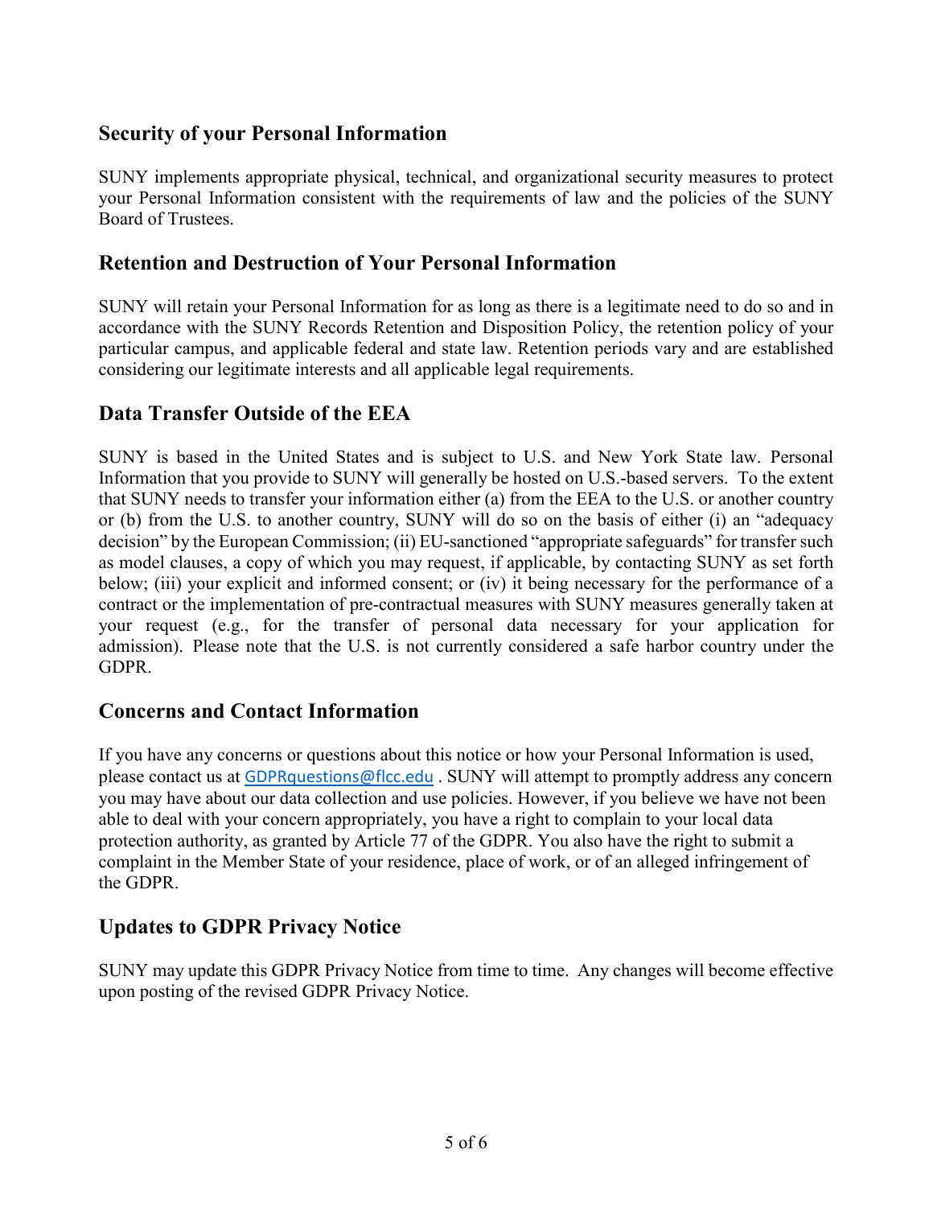## Security of your Personal Information

SUNY implements appropriate physical, technical, and organizational security measures to protect your Personal Information consistent with the requirements of law and the policies of the SUNY Board of Trustees.

## Retention and Destruction of Your Personal Information

SUNY will retain your Personal Information for as long as there is a legitimate need to do so and in accordance with the SUNY Records Retention and Disposition Policy, the retention policy of your particular campus, and applicable federal and state law. Retention periods vary and are established considering our legitimate interests and all applicable legal requirements.

## Data Transfer Outside of the EEA

SUNY is based in the United States and is subject to U.S. and New York State law. Personal Information that you provide to SUNY will generally be hosted on U.S.-based servers. To the extent that SUNY needs to transfer your information either (a) from the EEA to the U.S. or another country or (b) from the U.S. to another country, SUNY will do so on the basis of either (i) an "adequacy decision" by the European Commission; (ii) EU-sanctioned "appropriate safeguards" for transfer such as model clauses, a copy of which you may request, if applicable, by contacting SUNY as set forth below; (iii) your explicit and informed consent; or (iv) it being necessary for the performance of a contract or the implementation of pre-contractual measures with SUNY measures generally taken at your request (e.g., for the transfer of personal data necessary for your application for admission). Please note that the U.S. is not currently considered a safe harbor country under the GDPR.

## Concerns and Contact Information

If you have any concerns or questions about this notice or how your Personal Information is used, please contact us at GDPRquestions@flcc.edu . SUNY will attempt to promptly address any concern you may have about our data collection and use policies. However, if you believe we have not been able to deal with your concern appropriately, you have a right to complain to your local data protection authority, as granted by Article 77 of the GDPR. You also have the right to submit a complaint in the Member State of your residence, place of work, or of an alleged infringement of the GDPR.

## Updates to GDPR Privacy Notice

SUNY may update this GDPR Privacy Notice from time to time. Any changes will become effective upon posting of the revised GDPR Privacy Notice.